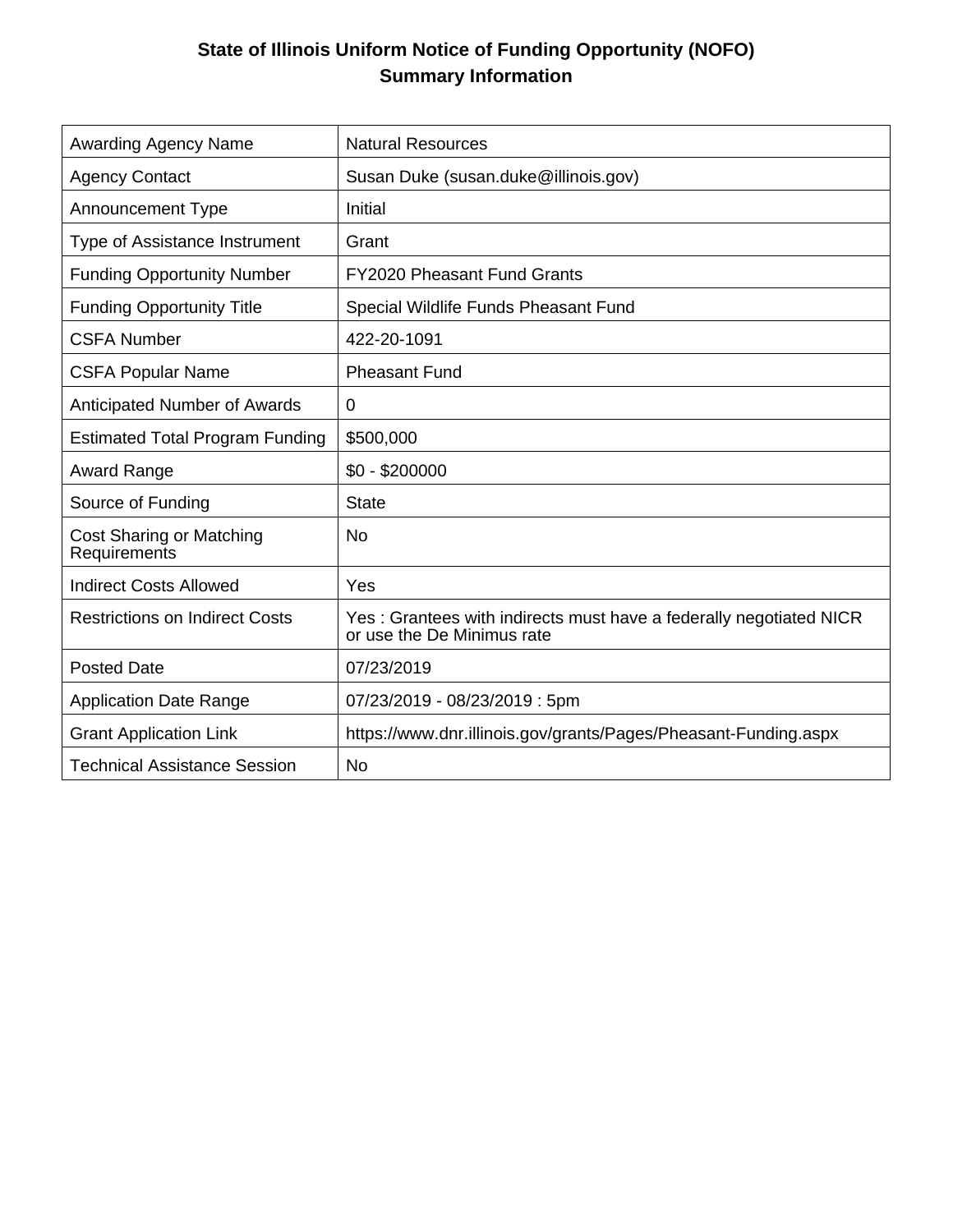# State of Illinois Uniform Notice of Funding Opportunity (NOFO)
## Summary Information

| | |
|---|---|
| Awarding Agency Name | Natural Resources |
| Agency Contact | Susan Duke (susan.duke@illinois.gov) |
| Announcement Type | Initial |
| Type of Assistance Instrument | Grant |
| Funding Opportunity Number | FY2020 Pheasant Fund Grants |
| Funding Opportunity Title | Special Wildlife Funds Pheasant Fund |
| CSFA Number | 422-20-1091 |
| CSFA Popular Name | Pheasant Fund |
| Anticipated Number of Awards | 0 |
| Estimated Total Program Funding | $500,000 |
| Award Range | $0 - $200000 |
| Source of Funding | State |
| Cost Sharing or Matching Requirements | No |
| Indirect Costs Allowed | Yes |
| Restrictions on Indirect Costs | Yes : Grantees with indirects must have a federally negotiated NICR or use the De Minimus rate |
| Posted Date | 07/23/2019 |
| Application Date Range | 07/23/2019 - 08/23/2019 : 5pm |
| Grant Application Link | https://www.dnr.illinois.gov/grants/Pages/Pheasant-Funding.aspx |
| Technical Assistance Session | No |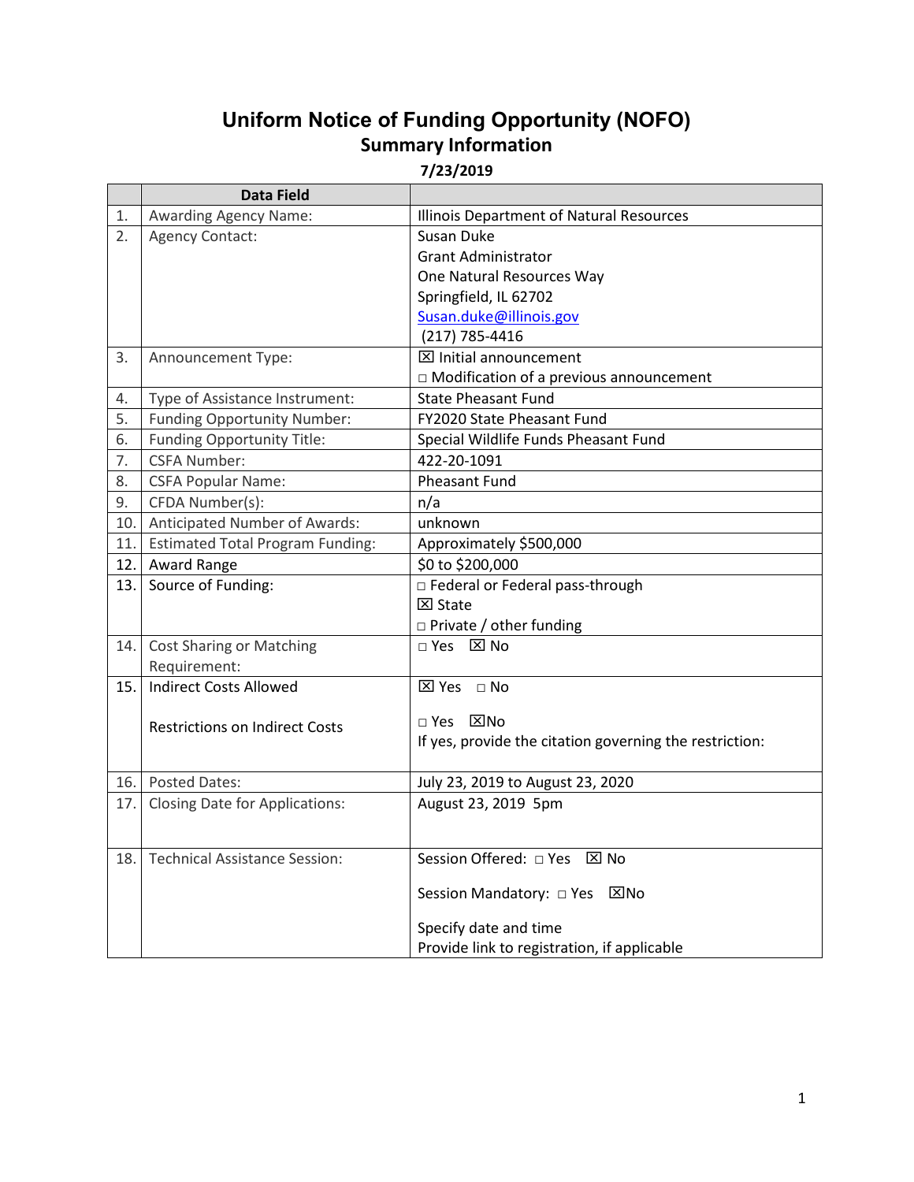# Uniform Notice of Funding Opportunity (NOFO)

## Summary Information

**7/23/2019**

| | Data Field | |
|---|---|---|
| 1. | Awarding Agency Name: | Illinois Department of Natural Resources |
| 2. | Agency Contact: | Susan Duke<br>Grant Administrator<br>One Natural Resources Way<br>Springfield, IL 62702<br>Susan.duke@illinois.gov<br>(217) 785-4416 |
| 3. | Announcement Type: | ☒ Initial announcement<br>□ Modification of a previous announcement |
| 4. | Type of Assistance Instrument: | State Pheasant Fund |
| 5. | Funding Opportunity Number: | FY2020 State Pheasant Fund |
| 6. | Funding Opportunity Title: | Special Wildlife Funds Pheasant Fund |
| 7. | CSFA Number: | 422-20-1091 |
| 8. | CSFA Popular Name: | Pheasant Fund |
| 9. | CFDA Number(s): | n/a |
| 10. | Anticipated Number of Awards: | unknown |
| 11. | Estimated Total Program Funding: | Approximately $500,000 |
| 12. | Award Range | $0 to $200,000 |
| 13. | Source of Funding: | □ Federal or Federal pass-through<br>☒ State<br>□ Private / other funding |
| 14. | Cost Sharing or Matching Requirement: | □ Yes ☒ No |
| 15. | Indirect Costs Allowed<br><br>Restrictions on Indirect Costs | ☒ Yes □ No<br><br>□ Yes ☒No<br>If yes, provide the citation governing the restriction: |
| 16. | Posted Dates: | July 23, 2019 to August 23, 2020 |
| 17. | Closing Date for Applications: | August 23, 2019 5pm |
| 18. | Technical Assistance Session: | Session Offered: □ Yes ☒ No<br><br>Session Mandatory: □ Yes ☒No<br><br>Specify date and time<br>Provide link to registration, if applicable |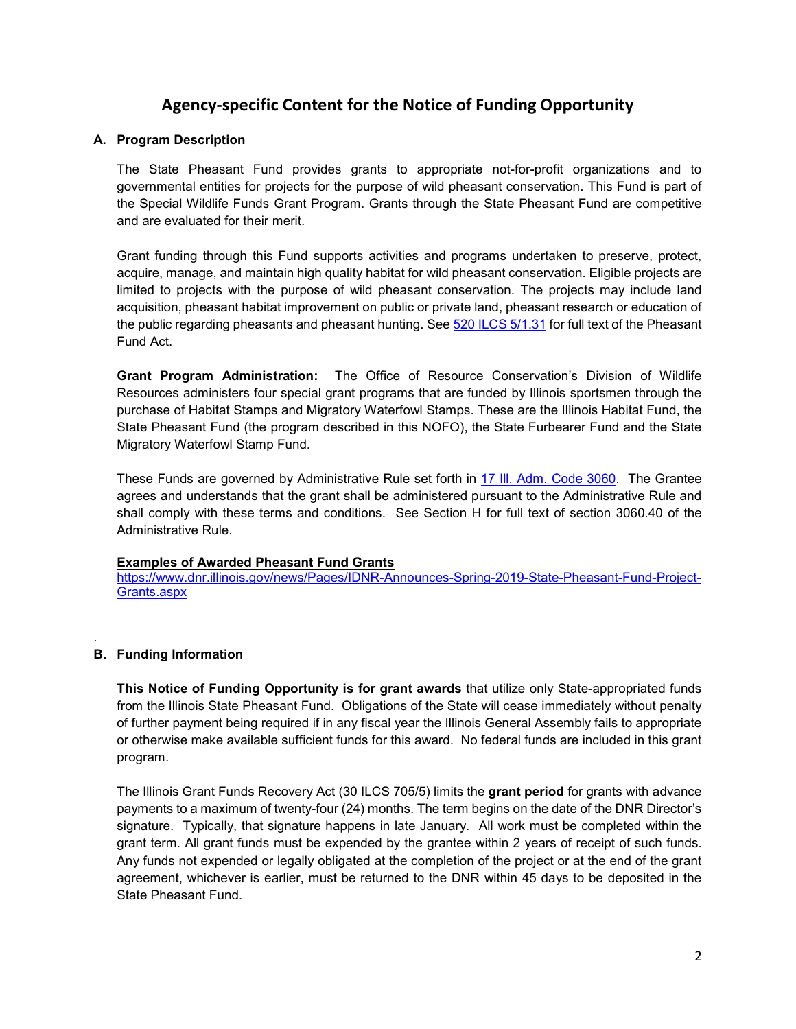# Agency-specific Content for the Notice of Funding Opportunity

## A. Program Description

The State Pheasant Fund provides grants to appropriate not-for-profit organizations and to governmental entities for projects for the purpose of wild pheasant conservation. This Fund is part of the Special Wildlife Funds Grant Program. Grants through the State Pheasant Fund are competitive and are evaluated for their merit.

Grant funding through this Fund supports activities and programs undertaken to preserve, protect, acquire, manage, and maintain high quality habitat for wild pheasant conservation. Eligible projects are limited to projects with the purpose of wild pheasant conservation. The projects may include land acquisition, pheasant habitat improvement on public or private land, pheasant research or education of the public regarding pheasants and pheasant hunting. See 520 ILCS 5/1.31 for full text of the Pheasant Fund Act.

**Grant Program Administration:** The Office of Resource Conservation's Division of Wildlife Resources administers four special grant programs that are funded by Illinois sportsmen through the purchase of Habitat Stamps and Migratory Waterfowl Stamps. These are the Illinois Habitat Fund, the State Pheasant Fund (the program described in this NOFO), the State Furbearer Fund and the State Migratory Waterfowl Stamp Fund.

These Funds are governed by Administrative Rule set forth in 17 Ill. Adm. Code 3060. The Grantee agrees and understands that the grant shall be administered pursuant to the Administrative Rule and shall comply with these terms and conditions. See Section H for full text of section 3060.40 of the Administrative Rule.

**Examples of Awarded Pheasant Fund Grants**
https://www.dnr.illinois.gov/news/Pages/IDNR-Announces-Spring-2019-State-Pheasant-Fund-Project-Grants.aspx

## B. Funding Information

**This Notice of Funding Opportunity is for grant awards** that utilize only State-appropriated funds from the Illinois State Pheasant Fund. Obligations of the State will cease immediately without penalty of further payment being required if in any fiscal year the Illinois General Assembly fails to appropriate or otherwise make available sufficient funds for this award. No federal funds are included in this grant program.

The Illinois Grant Funds Recovery Act (30 ILCS 705/5) limits the **grant period** for grants with advance payments to a maximum of twenty-four (24) months. The term begins on the date of the DNR Director's signature. Typically, that signature happens in late January. All work must be completed within the grant term. All grant funds must be expended by the grantee within 2 years of receipt of such funds. Any funds not expended or legally obligated at the completion of the project or at the end of the grant agreement, whichever is earlier, must be returned to the DNR within 45 days to be deposited in the State Pheasant Fund.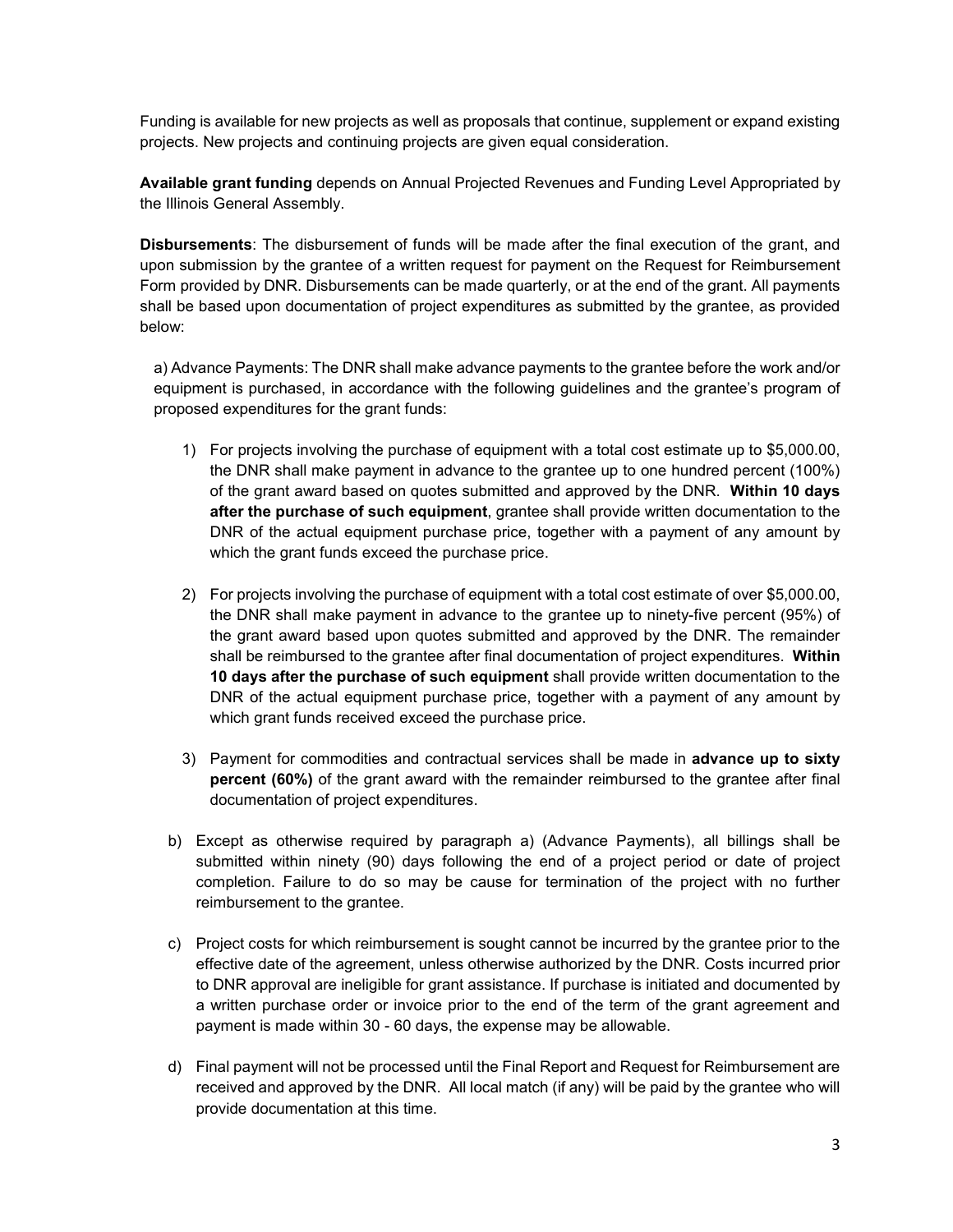Funding is available for new projects as well as proposals that continue, supplement or expand existing projects. New projects and continuing projects are given equal consideration.

**Available grant funding** depends on Annual Projected Revenues and Funding Level Appropriated by the Illinois General Assembly.

**Disbursements**: The disbursement of funds will be made after the final execution of the grant, and upon submission by the grantee of a written request for payment on the Request for Reimbursement Form provided by DNR. Disbursements can be made quarterly, or at the end of the grant. All payments shall be based upon documentation of project expenditures as submitted by the grantee, as provided below:

a) Advance Payments: The DNR shall make advance payments to the grantee before the work and/or equipment is purchased, in accordance with the following guidelines and the grantee's program of proposed expenditures for the grant funds:

1) For projects involving the purchase of equipment with a total cost estimate up to $5,000.00, the DNR shall make payment in advance to the grantee up to one hundred percent (100%) of the grant award based on quotes submitted and approved by the DNR. **Within 10 days after the purchase of such equipment**, grantee shall provide written documentation to the DNR of the actual equipment purchase price, together with a payment of any amount by which the grant funds exceed the purchase price.

2) For projects involving the purchase of equipment with a total cost estimate of over $5,000.00, the DNR shall make payment in advance to the grantee up to ninety-five percent (95%) of the grant award based upon quotes submitted and approved by the DNR. The remainder shall be reimbursed to the grantee after final documentation of project expenditures. **Within 10 days after the purchase of such equipment** shall provide written documentation to the DNR of the actual equipment purchase price, together with a payment of any amount by which grant funds received exceed the purchase price.

3) Payment for commodities and contractual services shall be made in **advance up to sixty percent (60%)** of the grant award with the remainder reimbursed to the grantee after final documentation of project expenditures.

b) Except as otherwise required by paragraph a) (Advance Payments), all billings shall be submitted within ninety (90) days following the end of a project period or date of project completion. Failure to do so may be cause for termination of the project with no further reimbursement to the grantee.

c) Project costs for which reimbursement is sought cannot be incurred by the grantee prior to the effective date of the agreement, unless otherwise authorized by the DNR. Costs incurred prior to DNR approval are ineligible for grant assistance. If purchase is initiated and documented by a written purchase order or invoice prior to the end of the term of the grant agreement and payment is made within 30 - 60 days, the expense may be allowable.

d) Final payment will not be processed until the Final Report and Request for Reimbursement are received and approved by the DNR. All local match (if any) will be paid by the grantee who will provide documentation at this time.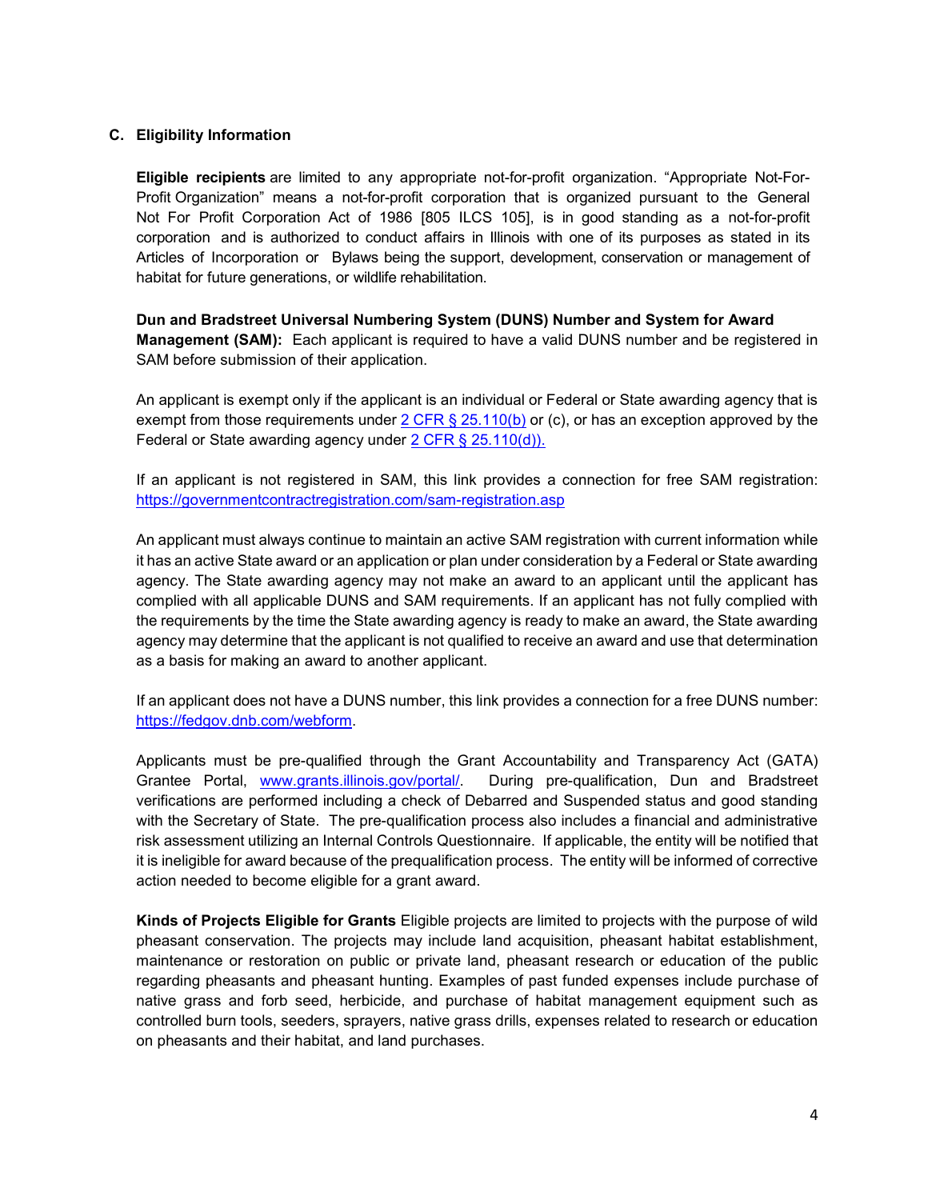### C. Eligibility Information

**Eligible recipients** are limited to any appropriate not-for-profit organization. "Appropriate Not-For-Profit Organization" means a not-for-profit corporation that is organized pursuant to the General Not For Profit Corporation Act of 1986 [805 ILCS 105], is in good standing as a not-for-profit corporation and is authorized to conduct affairs in Illinois with one of its purposes as stated in its Articles of Incorporation or Bylaws being the support, development, conservation or management of habitat for future generations, or wildlife rehabilitation.

**Dun and Bradstreet Universal Numbering System (DUNS) Number and System for Award Management (SAM):** Each applicant is required to have a valid DUNS number and be registered in SAM before submission of their application.

An applicant is exempt only if the applicant is an individual or Federal or State awarding agency that is exempt from those requirements under [2 CFR § 25.110(b)](2 CFR § 25.110(b)) or (c), or has an exception approved by the Federal or State awarding agency under [2 CFR § 25.110(d)).](2 CFR § 25.110(d))

If an applicant is not registered in SAM, this link provides a connection for free SAM registration: [https://governmentcontractregistration.com/sam-registration.asp](https://governmentcontractregistration.com/sam-registration.asp)

An applicant must always continue to maintain an active SAM registration with current information while it has an active State award or an application or plan under consideration by a Federal or State awarding agency. The State awarding agency may not make an award to an applicant until the applicant has complied with all applicable DUNS and SAM requirements. If an applicant has not fully complied with the requirements by the time the State awarding agency is ready to make an award, the State awarding agency may determine that the applicant is not qualified to receive an award and use that determination as a basis for making an award to another applicant.

If an applicant does not have a DUNS number, this link provides a connection for a free DUNS number: [https://fedgov.dnb.com/webform](https://fedgov.dnb.com/webform).

Applicants must be pre-qualified through the Grant Accountability and Transparency Act (GATA) Grantee Portal, [www.grants.illinois.gov/portal/](www.grants.illinois.gov/portal/). During pre-qualification, Dun and Bradstreet verifications are performed including a check of Debarred and Suspended status and good standing with the Secretary of State. The pre-qualification process also includes a financial and administrative risk assessment utilizing an Internal Controls Questionnaire. If applicable, the entity will be notified that it is ineligible for award because of the prequalification process. The entity will be informed of corrective action needed to become eligible for a grant award.

**Kinds of Projects Eligible for Grants** Eligible projects are limited to projects with the purpose of wild pheasant conservation. The projects may include land acquisition, pheasant habitat establishment, maintenance or restoration on public or private land, pheasant research or education of the public regarding pheasants and pheasant hunting. Examples of past funded expenses include purchase of native grass and forb seed, herbicide, and purchase of habitat management equipment such as controlled burn tools, seeders, sprayers, native grass drills, expenses related to research or education on pheasants and their habitat, and land purchases.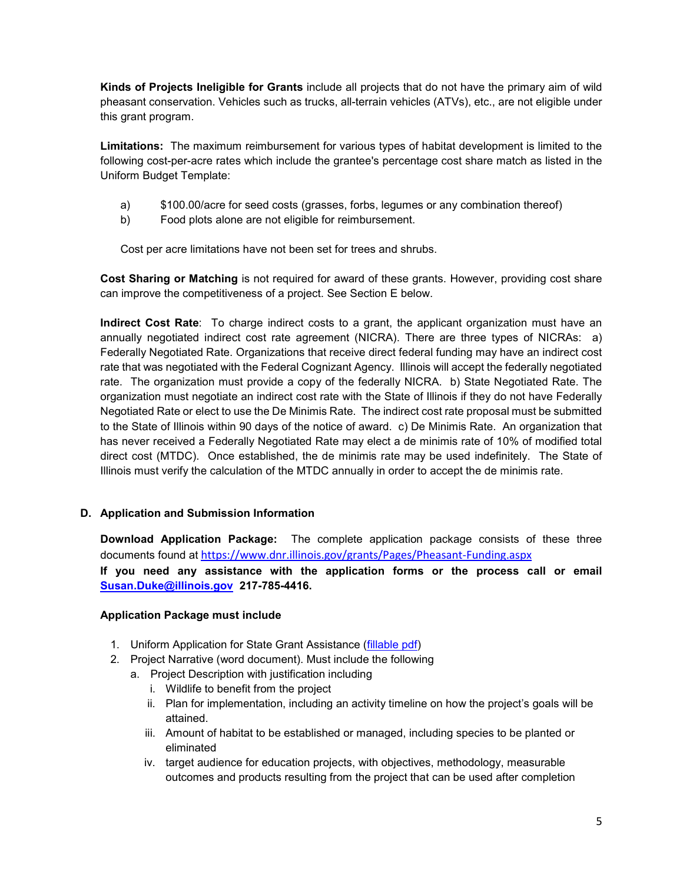**Kinds of Projects Ineligible for Grants** include all projects that do not have the primary aim of wild pheasant conservation. Vehicles such as trucks, all-terrain vehicles (ATVs), etc., are not eligible under this grant program.

**Limitations:** The maximum reimbursement for various types of habitat development is limited to the following cost-per-acre rates which include the grantee's percentage cost share match as listed in the Uniform Budget Template:

a) $100.00/acre for seed costs (grasses, forbs, legumes or any combination thereof)
b) Food plots alone are not eligible for reimbursement.

Cost per acre limitations have not been set for trees and shrubs.

**Cost Sharing or Matching** is not required for award of these grants. However, providing cost share can improve the competitiveness of a project. See Section E below.

**Indirect Cost Rate**: To charge indirect costs to a grant, the applicant organization must have an annually negotiated indirect cost rate agreement (NICRA). There are three types of NICRAs: a) Federally Negotiated Rate. Organizations that receive direct federal funding may have an indirect cost rate that was negotiated with the Federal Cognizant Agency. Illinois will accept the federally negotiated rate. The organization must provide a copy of the federally NICRA. b) State Negotiated Rate. The organization must negotiate an indirect cost rate with the State of Illinois if they do not have Federally Negotiated Rate or elect to use the De Minimis Rate. The indirect cost rate proposal must be submitted to the State of Illinois within 90 days of the notice of award. c) De Minimis Rate. An organization that has never received a Federally Negotiated Rate may elect a de minimis rate of 10% of modified total direct cost (MTDC). Once established, the de minimis rate may be used indefinitely. The State of Illinois must verify the calculation of the MTDC annually in order to accept the de minimis rate.

## D. Application and Submission Information

**Download Application Package:** The complete application package consists of these three documents found at https://www.dnr.illinois.gov/grants/Pages/Pheasant-Funding.aspx

**If you need any assistance with the application forms or the process call or email Susan.Duke@illinois.gov 217-785-4416.**

**Application Package must include**

1. Uniform Application for State Grant Assistance (fillable pdf)
2. Project Narrative (word document). Must include the following
   a. Project Description with justification including
      i. Wildlife to benefit from the project
      ii. Plan for implementation, including an activity timeline on how the project's goals will be attained.
      iii. Amount of habitat to be established or managed, including species to be planted or eliminated
      iv. target audience for education projects, with objectives, methodology, measurable outcomes and products resulting from the project that can be used after completion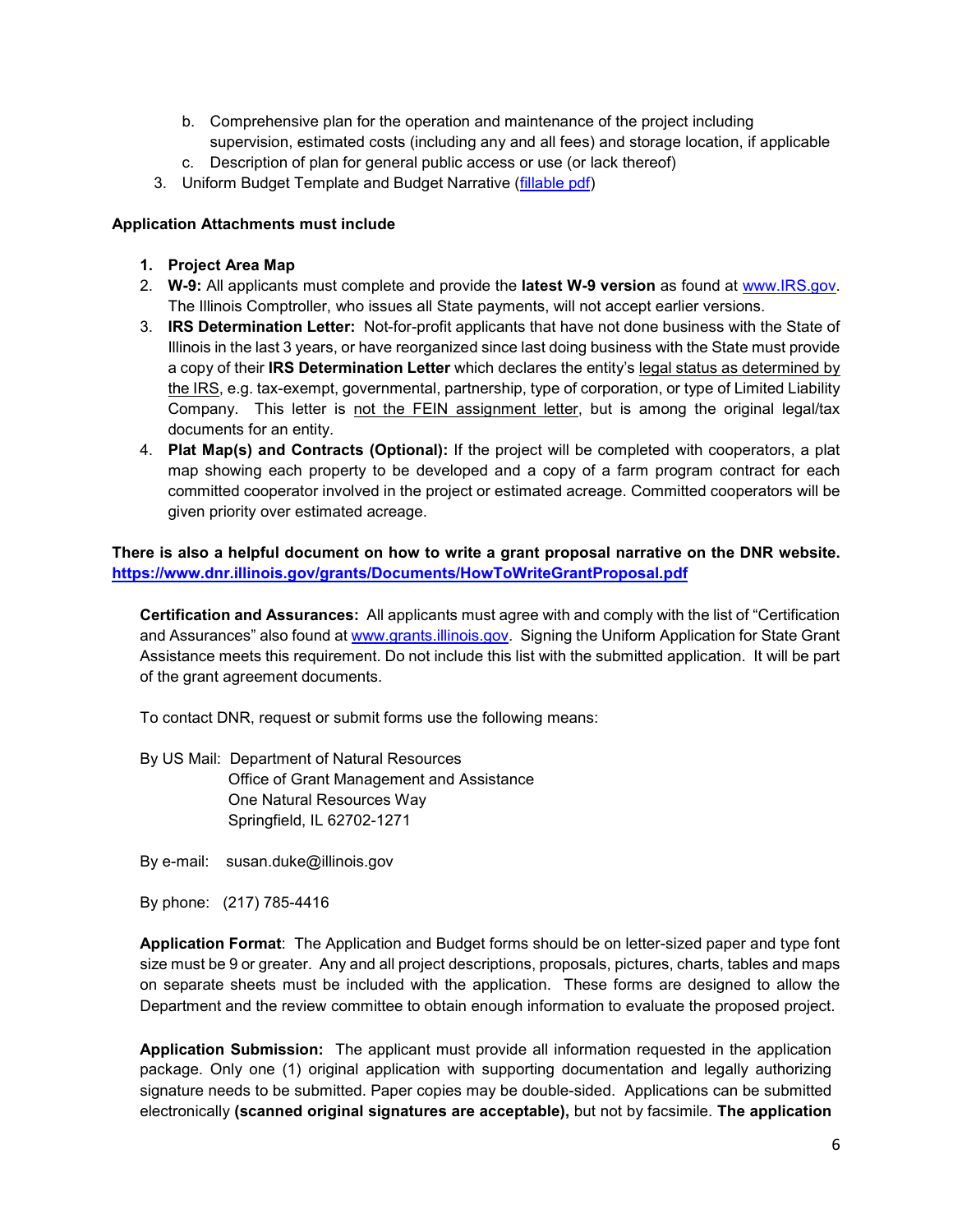b. Comprehensive plan for the operation and maintenance of the project including supervision, estimated costs (including any and all fees) and storage location, if applicable
   c. Description of plan for general public access or use (or lack thereof)
3. Uniform Budget Template and Budget Narrative ([fillable pdf](#))

**Application Attachments must include**

1. **Project Area Map**
2. **W-9:** All applicants must complete and provide the **latest W-9 version** as found at [www.IRS.gov](http://www.IRS.gov). The Illinois Comptroller, who issues all State payments, will not accept earlier versions.
3. **IRS Determination Letter:** Not-for-profit applicants that have not done business with the State of Illinois in the last 3 years, or have reorganized since last doing business with the State must provide a copy of their **IRS Determination Letter** which declares the entity's legal status as determined by the IRS, e.g. tax-exempt, governmental, partnership, type of corporation, or type of Limited Liability Company. This letter is not the FEIN assignment letter, but is among the original legal/tax documents for an entity.
4. **Plat Map(s) and Contracts (Optional):** If the project will be completed with cooperators, a plat map showing each property to be developed and a copy of a farm program contract for each committed cooperator involved in the project or estimated acreage. Committed cooperators will be given priority over estimated acreage.

**There is also a helpful document on how to write a grant proposal narrative on the DNR website. [https://www.dnr.illinois.gov/grants/Documents/HowToWriteGrantProposal.pdf](https://www.dnr.illinois.gov/grants/Documents/HowToWriteGrantProposal.pdf)**

**Certification and Assurances:** All applicants must agree with and comply with the list of "Certification and Assurances" also found at [www.grants.illinois.gov](http://www.grants.illinois.gov). Signing the Uniform Application for State Grant Assistance meets this requirement. Do not include this list with the submitted application. It will be part of the grant agreement documents.

To contact DNR, request or submit forms use the following means:

By US Mail: Department of Natural Resources
Office of Grant Management and Assistance
One Natural Resources Way
Springfield, IL 62702-1271

By e-mail: susan.duke@illinois.gov

By phone: (217) 785-4416

**Application Format**: The Application and Budget forms should be on letter-sized paper and type font size must be 9 or greater. Any and all project descriptions, proposals, pictures, charts, tables and maps on separate sheets must be included with the application. These forms are designed to allow the Department and the review committee to obtain enough information to evaluate the proposed project.

**Application Submission:** The applicant must provide all information requested in the application package. Only one (1) original application with supporting documentation and legally authorizing signature needs to be submitted. Paper copies may be double-sided. Applications can be submitted electronically **(scanned original signatures are acceptable),** but not by facsimile. **The application**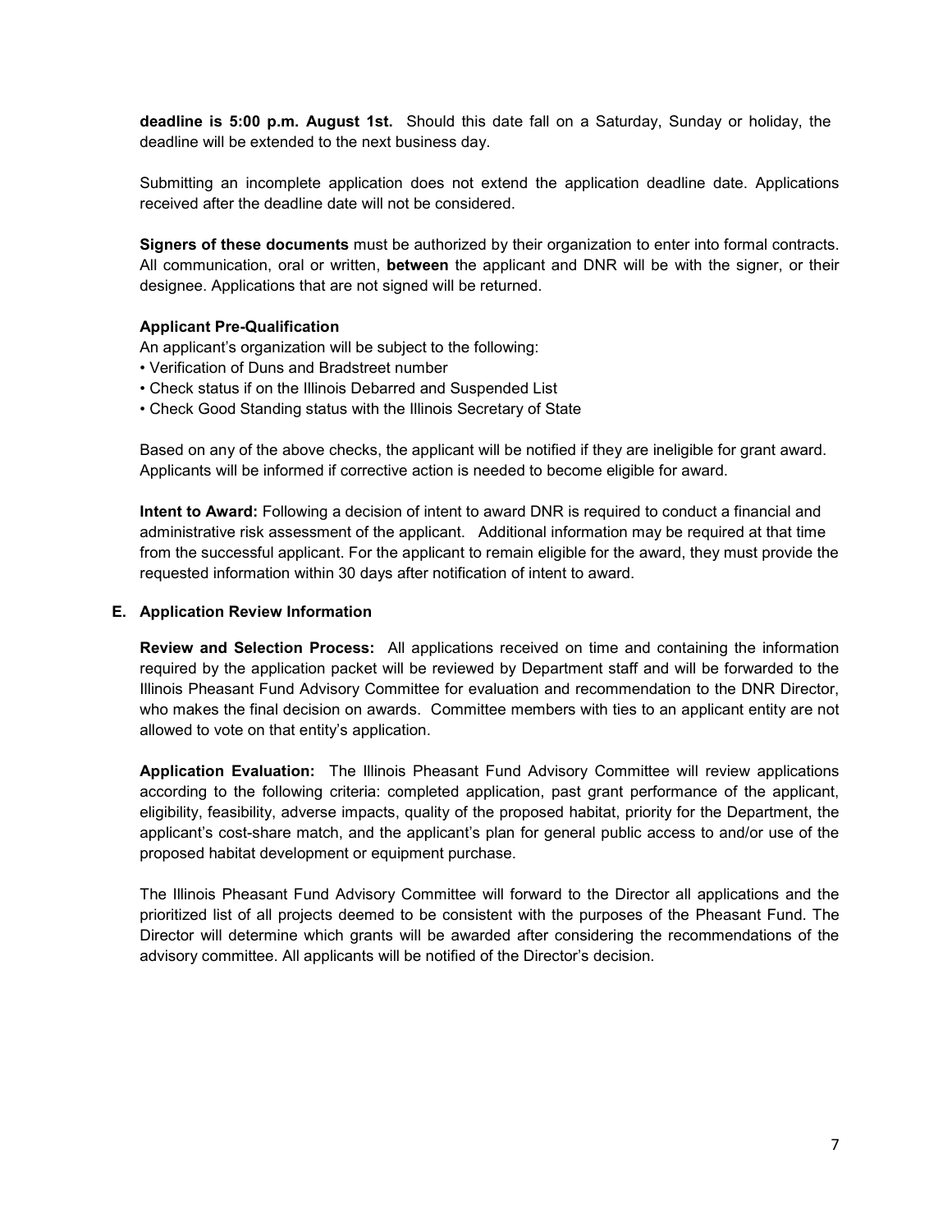**deadline is 5:00 p.m. August 1st.** Should this date fall on a Saturday, Sunday or holiday, the deadline will be extended to the next business day.

Submitting an incomplete application does not extend the application deadline date. Applications received after the deadline date will not be considered.

**Signers of these documents** must be authorized by their organization to enter into formal contracts. All communication, oral or written, **between** the applicant and DNR will be with the signer, or their designee. Applications that are not signed will be returned.

**Applicant Pre-Qualification**

An applicant's organization will be subject to the following:

- Verification of Duns and Bradstreet number
- Check status if on the Illinois Debarred and Suspended List
- Check Good Standing status with the Illinois Secretary of State

Based on any of the above checks, the applicant will be notified if they are ineligible for grant award. Applicants will be informed if corrective action is needed to become eligible for award.

**Intent to Award:** Following a decision of intent to award DNR is required to conduct a financial and administrative risk assessment of the applicant. Additional information may be required at that time from the successful applicant. For the applicant to remain eligible for the award, they must provide the requested information within 30 days after notification of intent to award.

## E. Application Review Information

**Review and Selection Process:** All applications received on time and containing the information required by the application packet will be reviewed by Department staff and will be forwarded to the Illinois Pheasant Fund Advisory Committee for evaluation and recommendation to the DNR Director, who makes the final decision on awards. Committee members with ties to an applicant entity are not allowed to vote on that entity's application.

**Application Evaluation:** The Illinois Pheasant Fund Advisory Committee will review applications according to the following criteria: completed application, past grant performance of the applicant, eligibility, feasibility, adverse impacts, quality of the proposed habitat, priority for the Department, the applicant's cost-share match, and the applicant's plan for general public access to and/or use of the proposed habitat development or equipment purchase.

The Illinois Pheasant Fund Advisory Committee will forward to the Director all applications and the prioritized list of all projects deemed to be consistent with the purposes of the Pheasant Fund. The Director will determine which grants will be awarded after considering the recommendations of the advisory committee. All applicants will be notified of the Director's decision.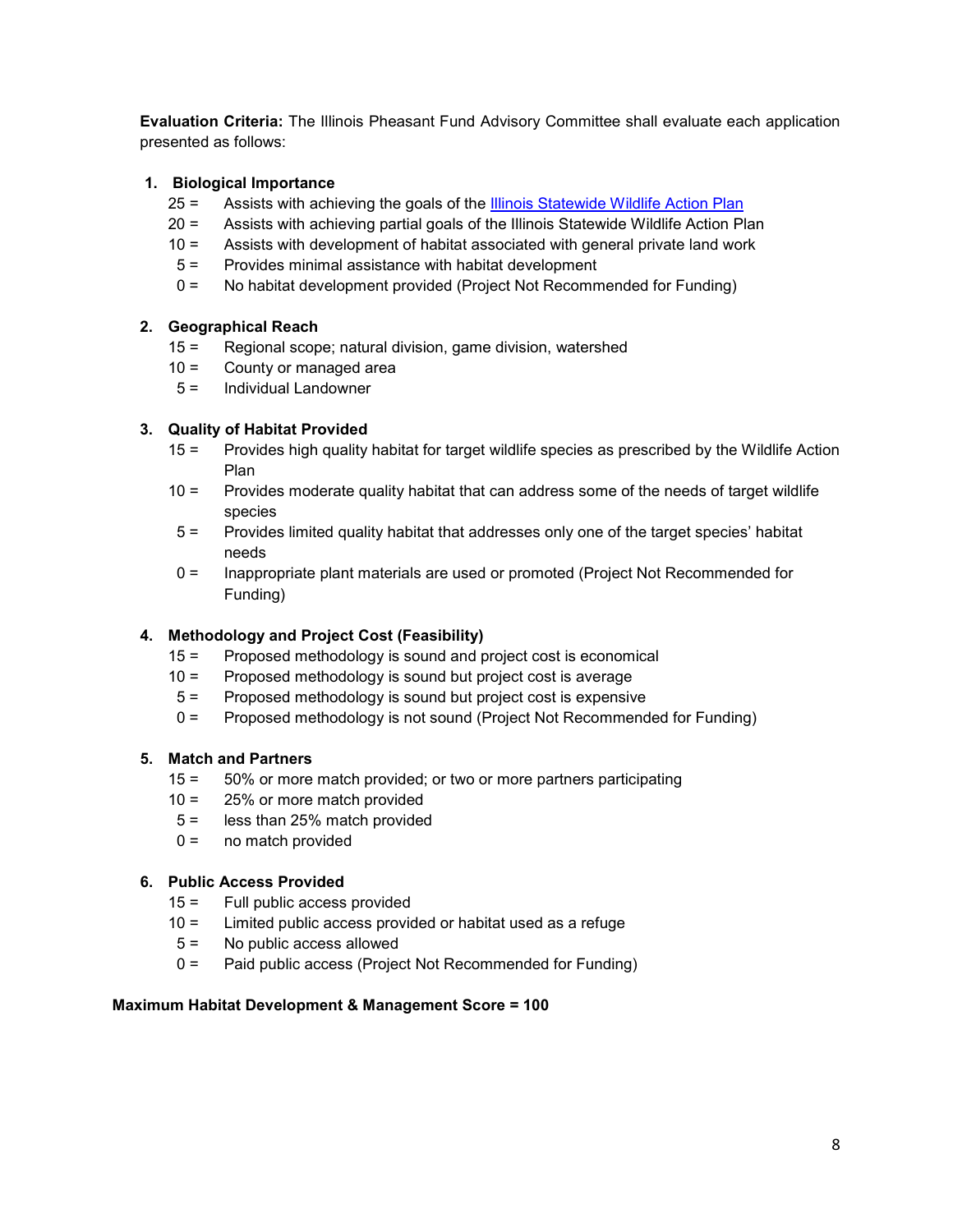**Evaluation Criteria:** The Illinois Pheasant Fund Advisory Committee shall evaluate each application presented as follows:

1. **Biological Importance**
   - 25 = Assists with achieving the goals of the [Illinois Statewide Wildlife Action Plan]
   - 20 = Assists with achieving partial goals of the Illinois Statewide Wildlife Action Plan
   - 10 = Assists with development of habitat associated with general private land work
   - 5 = Provides minimal assistance with habitat development
   - 0 = No habitat development provided (Project Not Recommended for Funding)

2. **Geographical Reach**
   - 15 = Regional scope; natural division, game division, watershed
   - 10 = County or managed area
   - 5 = Individual Landowner

3. **Quality of Habitat Provided**
   - 15 = Provides high quality habitat for target wildlife species as prescribed by the Wildlife Action Plan
   - 10 = Provides moderate quality habitat that can address some of the needs of target wildlife species
   - 5 = Provides limited quality habitat that addresses only one of the target species' habitat needs
   - 0 = Inappropriate plant materials are used or promoted (Project Not Recommended for Funding)

4. **Methodology and Project Cost (Feasibility)**
   - 15 = Proposed methodology is sound and project cost is economical
   - 10 = Proposed methodology is sound but project cost is average
   - 5 = Proposed methodology is sound but project cost is expensive
   - 0 = Proposed methodology is not sound (Project Not Recommended for Funding)

5. **Match and Partners**
   - 15 = 50% or more match provided; or two or more partners participating
   - 10 = 25% or more match provided
   - 5 = less than 25% match provided
   - 0 = no match provided

6. **Public Access Provided**
   - 15 = Full public access provided
   - 10 = Limited public access provided or habitat used as a refuge
   - 5 = No public access allowed
   - 0 = Paid public access (Project Not Recommended for Funding)

**Maximum Habitat Development & Management Score = 100**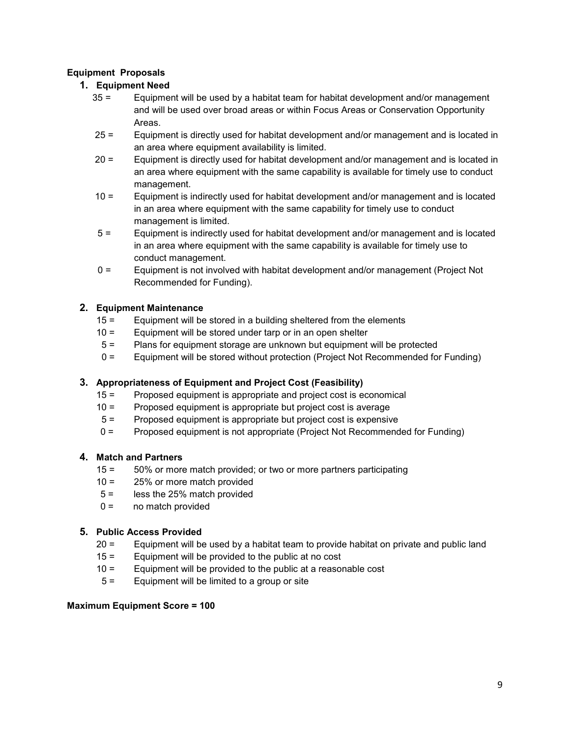**Equipment Proposals**

1. **Equipment Need**
   - 35 = Equipment will be used by a habitat team for habitat development and/or management and will be used over broad areas or within Focus Areas or Conservation Opportunity Areas.
   - 25 = Equipment is directly used for habitat development and/or management and is located in an area where equipment availability is limited.
   - 20 = Equipment is directly used for habitat development and/or management and is located in an area where equipment with the same capability is available for timely use to conduct management.
   - 10 = Equipment is indirectly used for habitat development and/or management and is located in an area where equipment with the same capability for timely use to conduct management is limited.
   - 5 = Equipment is indirectly used for habitat development and/or management and is located in an area where equipment with the same capability is available for timely use to conduct management.
   - 0 = Equipment is not involved with habitat development and/or management (Project Not Recommended for Funding).

2. **Equipment Maintenance**
   - 15 = Equipment will be stored in a building sheltered from the elements
   - 10 = Equipment will be stored under tarp or in an open shelter
   - 5 = Plans for equipment storage are unknown but equipment will be protected
   - 0 = Equipment will be stored without protection (Project Not Recommended for Funding)

3. **Appropriateness of Equipment and Project Cost (Feasibility)**
   - 15 = Proposed equipment is appropriate and project cost is economical
   - 10 = Proposed equipment is appropriate but project cost is average
   - 5 = Proposed equipment is appropriate but project cost is expensive
   - 0 = Proposed equipment is not appropriate (Project Not Recommended for Funding)

4. **Match and Partners**
   - 15 = 50% or more match provided; or two or more partners participating
   - 10 = 25% or more match provided
   - 5 = less the 25% match provided
   - 0 = no match provided

5. **Public Access Provided**
   - 20 = Equipment will be used by a habitat team to provide habitat on private and public land
   - 15 = Equipment will be provided to the public at no cost
   - 10 = Equipment will be provided to the public at a reasonable cost
   - 5 = Equipment will be limited to a group or site

**Maximum Equipment Score = 100**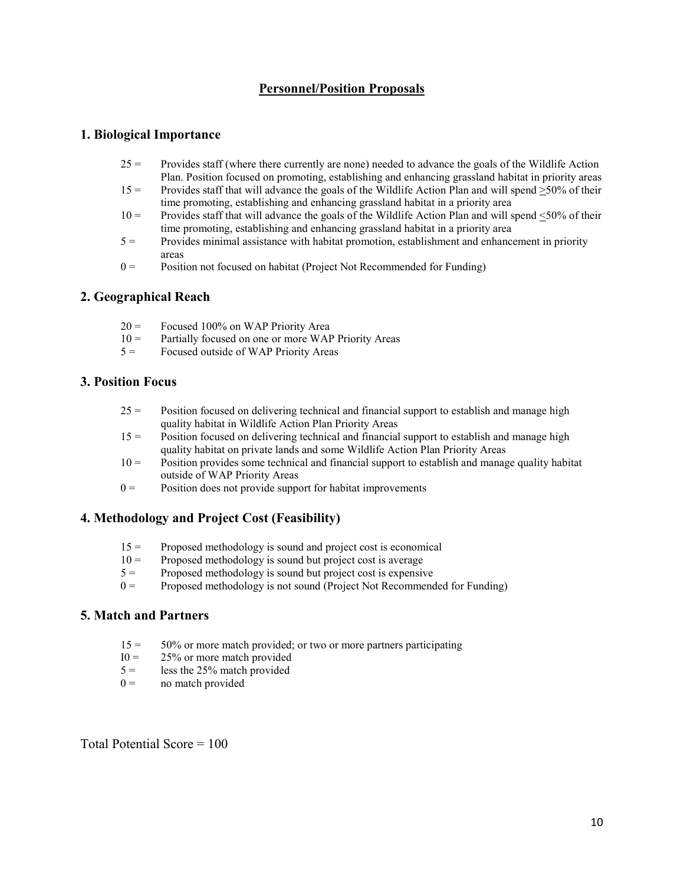## Personnel/Position Proposals

### 1. Biological Importance

- 25 = Provides staff (where there currently are none) needed to advance the goals of the Wildlife Action Plan. Position focused on promoting, establishing and enhancing grassland habitat in priority areas
- 15 = Provides staff that will advance the goals of the Wildlife Action Plan and will spend ≥50% of their time promoting, establishing and enhancing grassland habitat in a priority area
- 10 = Provides staff that will advance the goals of the Wildlife Action Plan and will spend ≤50% of their time promoting, establishing and enhancing grassland habitat in a priority area
- 5 = Provides minimal assistance with habitat promotion, establishment and enhancement in priority areas
- 0 = Position not focused on habitat (Project Not Recommended for Funding)

### 2. Geographical Reach

- 20 = Focused 100% on WAP Priority Area
- 10 = Partially focused on one or more WAP Priority Areas
- 5 = Focused outside of WAP Priority Areas

### 3. Position Focus

- 25 = Position focused on delivering technical and financial support to establish and manage high quality habitat in Wildlife Action Plan Priority Areas
- 15 = Position focused on delivering technical and financial support to establish and manage high quality habitat on private lands and some Wildlife Action Plan Priority Areas
- 10 = Position provides some technical and financial support to establish and manage quality habitat outside of WAP Priority Areas
- 0 = Position does not provide support for habitat improvements

### 4. Methodology and Project Cost (Feasibility)

- 15 = Proposed methodology is sound and project cost is economical
- 10 = Proposed methodology is sound but project cost is average
- 5 = Proposed methodology is sound but project cost is expensive
- 0 = Proposed methodology is not sound (Project Not Recommended for Funding)

### 5. Match and Partners

- 15 = 50% or more match provided; or two or more partners participating
- I0 = 25% or more match provided
- 5 = less the 25% match provided
- 0 = no match provided

Total Potential Score = 100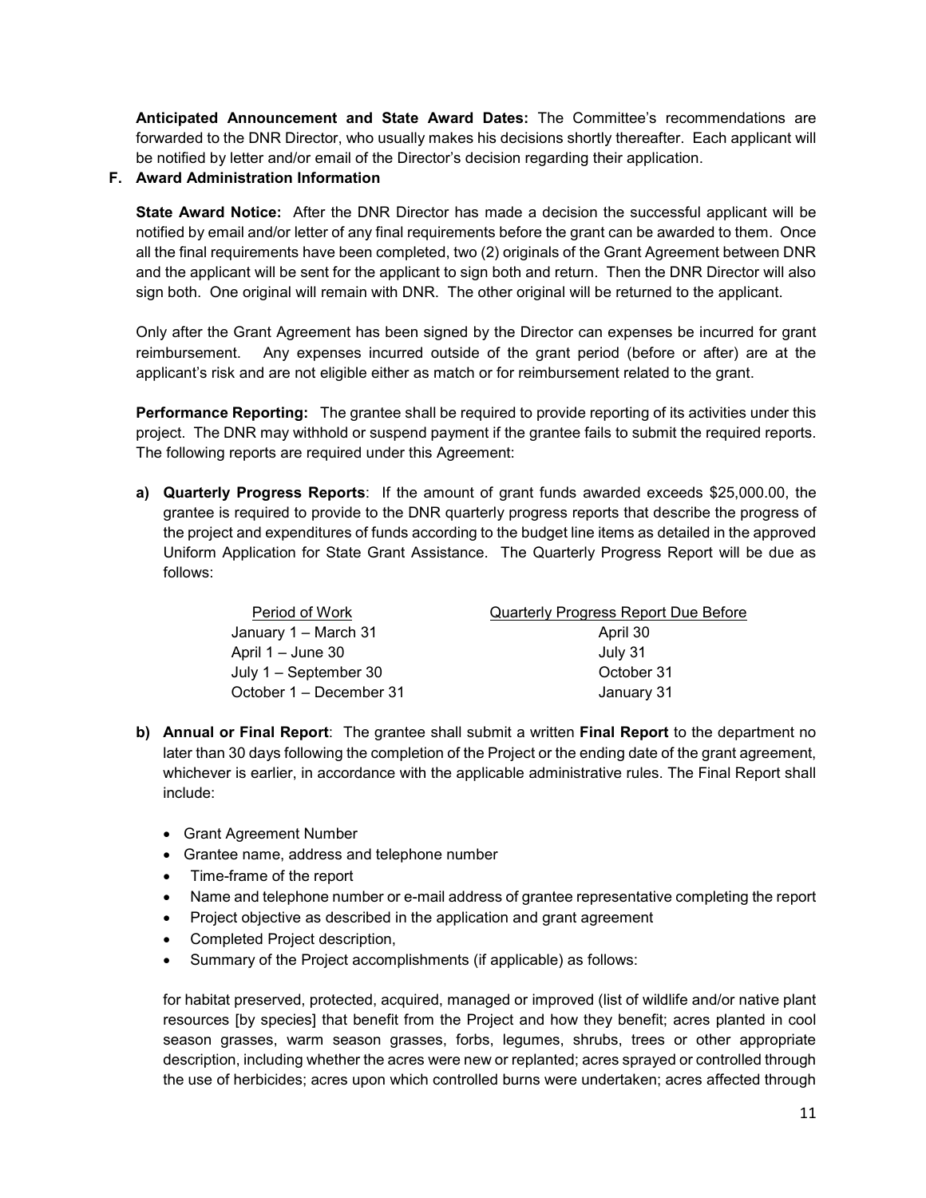**Anticipated Announcement and State Award Dates:** The Committee's recommendations are forwarded to the DNR Director, who usually makes his decisions shortly thereafter. Each applicant will be notified by letter and/or email of the Director's decision regarding their application.

**F. Award Administration Information**

**State Award Notice:** After the DNR Director has made a decision the successful applicant will be notified by email and/or letter of any final requirements before the grant can be awarded to them. Once all the final requirements have been completed, two (2) originals of the Grant Agreement between DNR and the applicant will be sent for the applicant to sign both and return. Then the DNR Director will also sign both. One original will remain with DNR. The other original will be returned to the applicant.

Only after the Grant Agreement has been signed by the Director can expenses be incurred for grant reimbursement. Any expenses incurred outside of the grant period (before or after) are at the applicant's risk and are not eligible either as match or for reimbursement related to the grant.

**Performance Reporting:** The grantee shall be required to provide reporting of its activities under this project. The DNR may withhold or suspend payment if the grantee fails to submit the required reports. The following reports are required under this Agreement:

**a) Quarterly Progress Reports**: If the amount of grant funds awarded exceeds $25,000.00, the grantee is required to provide to the DNR quarterly progress reports that describe the progress of the project and expenditures of funds according to the budget line items as detailed in the approved Uniform Application for State Grant Assistance. The Quarterly Progress Report will be due as follows:

| Period of Work | Quarterly Progress Report Due Before |
|---|---|
| January 1 – March 31 | April 30 |
| April 1 – June 30 | July 31 |
| July 1 – September 30 | October 31 |
| October 1 – December 31 | January 31 |

**b) Annual or Final Report**: The grantee shall submit a written **Final Report** to the department no later than 30 days following the completion of the Project or the ending date of the grant agreement, whichever is earlier, in accordance with the applicable administrative rules. The Final Report shall include:

- Grant Agreement Number
- Grantee name, address and telephone number
- Time-frame of the report
- Name and telephone number or e-mail address of grantee representative completing the report
- Project objective as described in the application and grant agreement
- Completed Project description,
- Summary of the Project accomplishments (if applicable) as follows:

for habitat preserved, protected, acquired, managed or improved (list of wildlife and/or native plant resources [by species] that benefit from the Project and how they benefit; acres planted in cool season grasses, warm season grasses, forbs, legumes, shrubs, trees or other appropriate description, including whether the acres were new or replanted; acres sprayed or controlled through the use of herbicides; acres upon which controlled burns were undertaken; acres affected through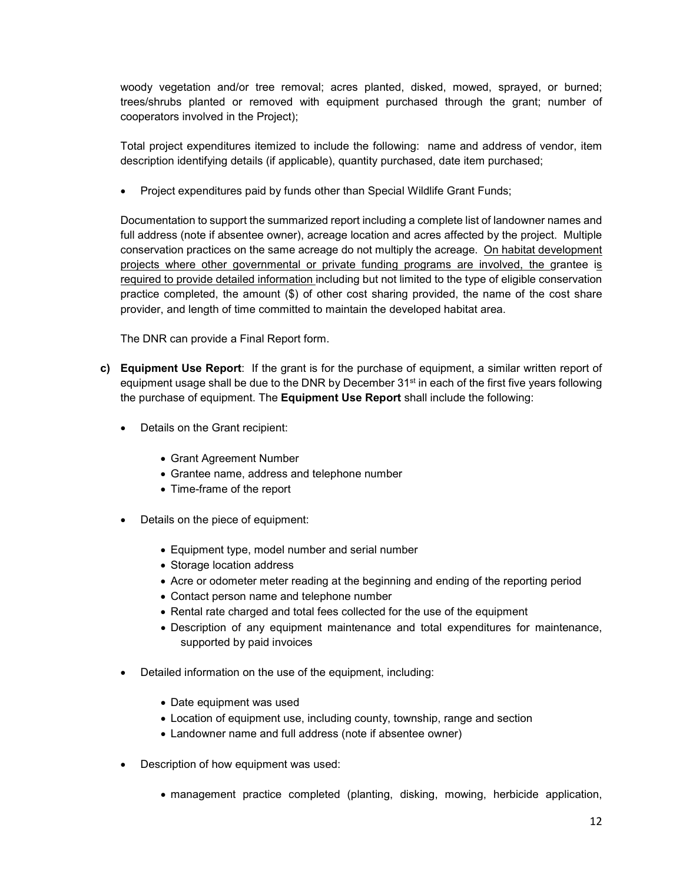woody vegetation and/or tree removal; acres planted, disked, mowed, sprayed, or burned; trees/shrubs planted or removed with equipment purchased through the grant; number of cooperators involved in the Project);

Total project expenditures itemized to include the following: name and address of vendor, item description identifying details (if applicable), quantity purchased, date item purchased;

- Project expenditures paid by funds other than Special Wildlife Grant Funds;

Documentation to support the summarized report including a complete list of landowner names and full address (note if absentee owner), acreage location and acres affected by the project. Multiple conservation practices on the same acreage do not multiply the acreage. On habitat development projects where other governmental or private funding programs are involved, the grantee is required to provide detailed information including but not limited to the type of eligible conservation practice completed, the amount ($) of other cost sharing provided, the name of the cost share provider, and length of time committed to maintain the developed habitat area.

The DNR can provide a Final Report form.

**c) Equipment Use Report**: If the grant is for the purchase of equipment, a similar written report of equipment usage shall be due to the DNR by December 31st in each of the first five years following the purchase of equipment. The **Equipment Use Report** shall include the following:

- Details on the Grant recipient:
  - Grant Agreement Number
  - Grantee name, address and telephone number
  - Time-frame of the report
- Details on the piece of equipment:
  - Equipment type, model number and serial number
  - Storage location address
  - Acre or odometer meter reading at the beginning and ending of the reporting period
  - Contact person name and telephone number
  - Rental rate charged and total fees collected for the use of the equipment
  - Description of any equipment maintenance and total expenditures for maintenance, supported by paid invoices
- Detailed information on the use of the equipment, including:
  - Date equipment was used
  - Location of equipment use, including county, township, range and section
  - Landowner name and full address (note if absentee owner)
- Description of how equipment was used:
  - management practice completed (planting, disking, mowing, herbicide application,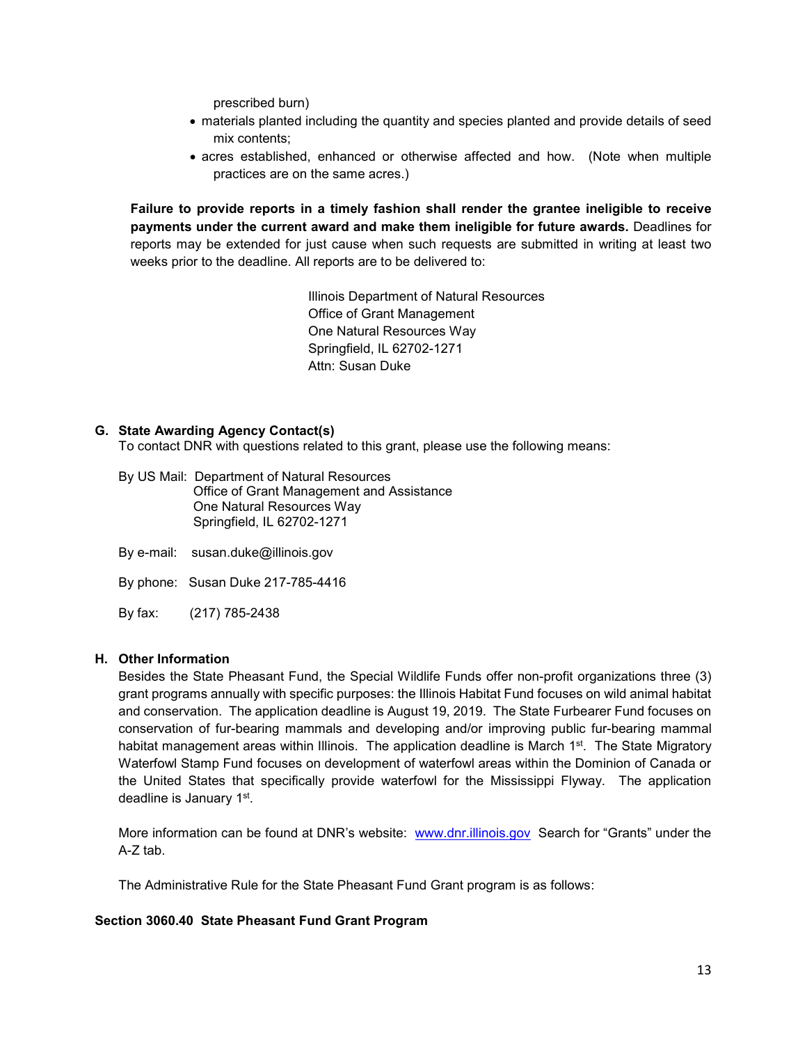prescribed burn)

- materials planted including the quantity and species planted and provide details of seed mix contents;
- acres established, enhanced or otherwise affected and how. (Note when multiple practices are on the same acres.)

**Failure to provide reports in a timely fashion shall render the grantee ineligible to receive payments under the current award and make them ineligible for future awards.** Deadlines for reports may be extended for just cause when such requests are submitted in writing at least two weeks prior to the deadline. All reports are to be delivered to:

Illinois Department of Natural Resources
Office of Grant Management
One Natural Resources Way
Springfield, IL 62702-1271
Attn: Susan Duke

**G. State Awarding Agency Contact(s)**

To contact DNR with questions related to this grant, please use the following means:

By US Mail: Department of Natural Resources
Office of Grant Management and Assistance
One Natural Resources Way
Springfield, IL 62702-1271

By e-mail: susan.duke@illinois.gov

By phone: Susan Duke 217-785-4416

By fax: (217) 785-2438

**H. Other Information**

Besides the State Pheasant Fund, the Special Wildlife Funds offer non-profit organizations three (3) grant programs annually with specific purposes: the Illinois Habitat Fund focuses on wild animal habitat and conservation. The application deadline is August 19, 2019. The State Furbearer Fund focuses on conservation of fur-bearing mammals and developing and/or improving public fur-bearing mammal habitat management areas within Illinois. The application deadline is March 1st. The State Migratory Waterfowl Stamp Fund focuses on development of waterfowl areas within the Dominion of Canada or the United States that specifically provide waterfowl for the Mississippi Flyway. The application deadline is January 1st.

More information can be found at DNR's website: [www.dnr.illinois.gov](http://www.dnr.illinois.gov) Search for "Grants" under the A-Z tab.

The Administrative Rule for the State Pheasant Fund Grant program is as follows:

**Section 3060.40 State Pheasant Fund Grant Program**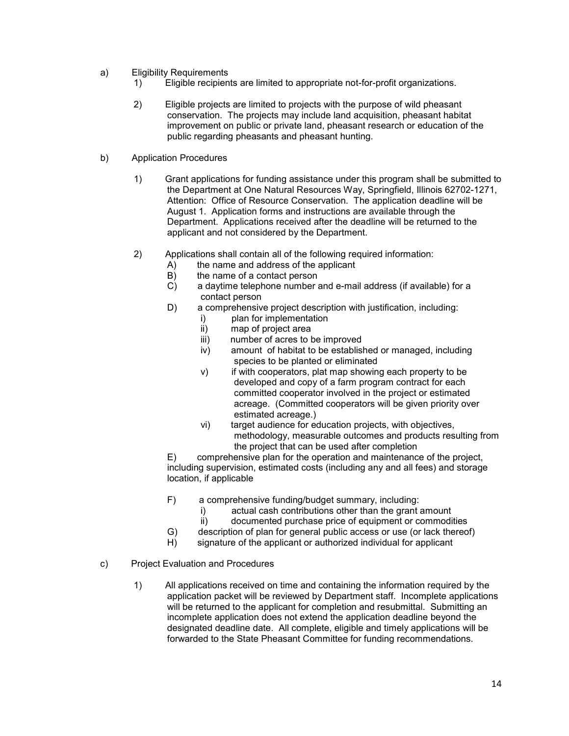a) Eligibility Requirements

1) Eligible recipients are limited to appropriate not-for-profit organizations.

2) Eligible projects are limited to projects with the purpose of wild pheasant conservation. The projects may include land acquisition, pheasant habitat improvement on public or private land, pheasant research or education of the public regarding pheasants and pheasant hunting.

b) Application Procedures

1) Grant applications for funding assistance under this program shall be submitted to the Department at One Natural Resources Way, Springfield, Illinois 62702-1271, Attention: Office of Resource Conservation. The application deadline will be August 1. Application forms and instructions are available through the Department. Applications received after the deadline will be returned to the applicant and not considered by the Department.

2) Applications shall contain all of the following required information:

A) the name and address of the applicant

B) the name of a contact person

C) a daytime telephone number and e-mail address (if available) for a contact person

D) a comprehensive project description with justification, including:

i) plan for implementation

ii) map of project area

iii) number of acres to be improved

iv) amount of habitat to be established or managed, including species to be planted or eliminated

v) if with cooperators, plat map showing each property to be developed and copy of a farm program contract for each committed cooperator involved in the project or estimated acreage. (Committed cooperators will be given priority over estimated acreage.)

vi) target audience for education projects, with objectives, methodology, measurable outcomes and products resulting from the project that can be used after completion

E) comprehensive plan for the operation and maintenance of the project, including supervision, estimated costs (including any and all fees) and storage location, if applicable

F) a comprehensive funding/budget summary, including:

i) actual cash contributions other than the grant amount

ii) documented purchase price of equipment or commodities

G) description of plan for general public access or use (or lack thereof)

H) signature of the applicant or authorized individual for applicant

c) Project Evaluation and Procedures

1) All applications received on time and containing the information required by the application packet will be reviewed by Department staff. Incomplete applications will be returned to the applicant for completion and resubmittal. Submitting an incomplete application does not extend the application deadline beyond the designated deadline date. All complete, eligible and timely applications will be forwarded to the State Pheasant Committee for funding recommendations.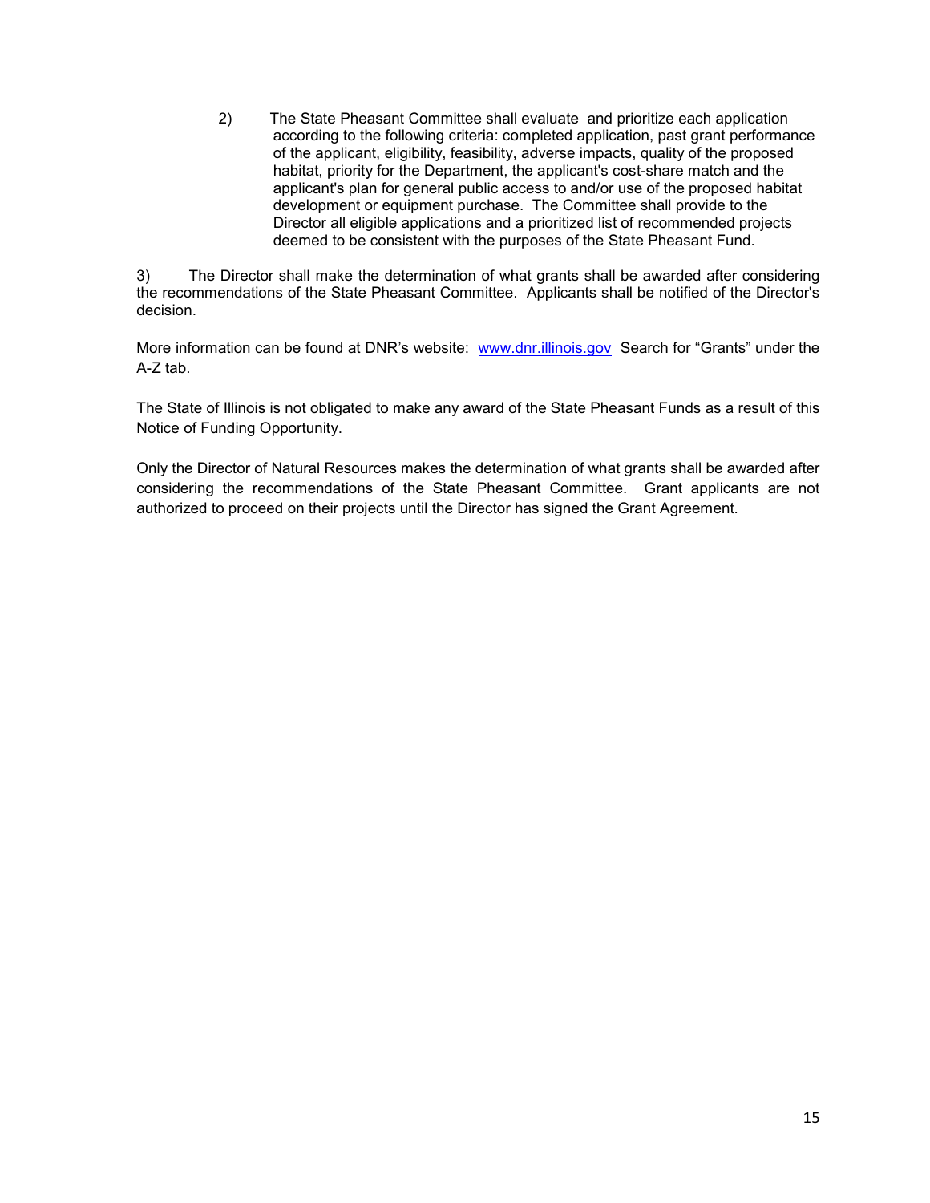2) The State Pheasant Committee shall evaluate and prioritize each application according to the following criteria: completed application, past grant performance of the applicant, eligibility, feasibility, adverse impacts, quality of the proposed habitat, priority for the Department, the applicant's cost-share match and the applicant's plan for general public access to and/or use of the proposed habitat development or equipment purchase. The Committee shall provide to the Director all eligible applications and a prioritized list of recommended projects deemed to be consistent with the purposes of the State Pheasant Fund.

3) The Director shall make the determination of what grants shall be awarded after considering the recommendations of the State Pheasant Committee. Applicants shall be notified of the Director's decision.

More information can be found at DNR's website: [www.dnr.illinois.gov](http://www.dnr.illinois.gov) Search for "Grants" under the A-Z tab.

The State of Illinois is not obligated to make any award of the State Pheasant Funds as a result of this Notice of Funding Opportunity.

Only the Director of Natural Resources makes the determination of what grants shall be awarded after considering the recommendations of the State Pheasant Committee. Grant applicants are not authorized to proceed on their projects until the Director has signed the Grant Agreement.